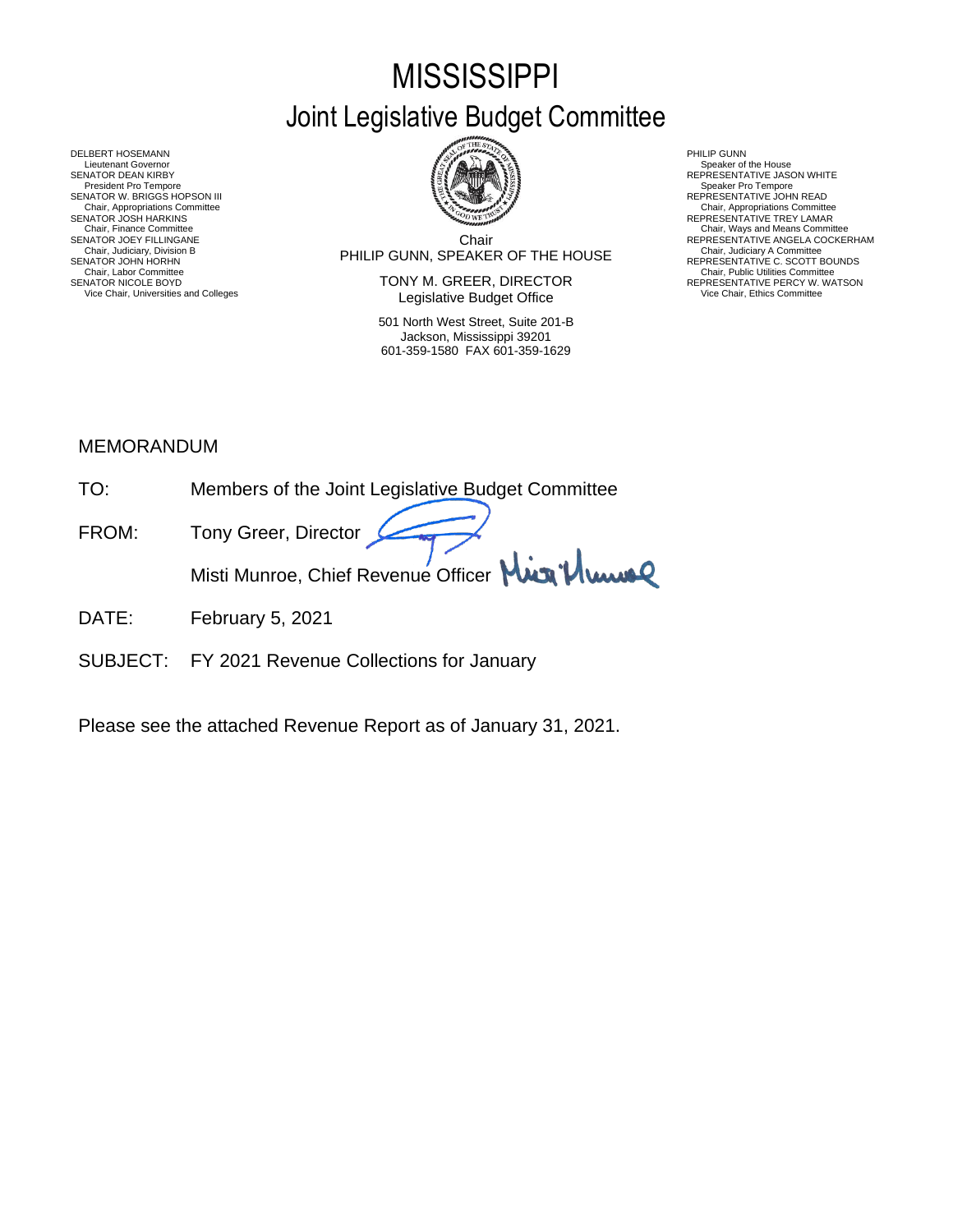# MISSISSIPPI

## Joint Legislative Budget Committee

DELBERT HOSEMANN
Lieutenant Governor
SENATOR DEAN KIRBY
President Pro Tempore
SENATOR W. BRIGGS HOPSON III
Chair, Appropriations Committee
SENATOR JOSH HARKINS
Chair, Finance Committee
SENATOR JOEY FILLINGANE
Chair, Judiciary, Division B
SENATOR JOHN HORHN
Chair, Labor Committee
SENATOR NICOLE BOYD
Vice Chair, Universities and Colleges

Chair
PHILIP GUNN, SPEAKER OF THE HOUSE

TONY M. GREER, DIRECTOR
Legislative Budget Office

501 North West Street, Suite 201-B
Jackson, Mississippi 39201
601-359-1580 FAX 601-359-1629

PHILIP GUNN
Speaker of the House
REPRESENTATIVE JASON WHITE
Speaker Pro Tempore
REPRESENTATIVE JOHN READ
Chair, Appropriations Committee
REPRESENTATIVE TREY LAMAR
Chair, Ways and Means Committee
REPRESENTATIVE ANGELA COCKERHAM
Chair, Judiciary A Committee
REPRESENTATIVE C. SCOTT BOUNDS
Chair, Public Utilities Committee
REPRESENTATIVE PERCY W. WATSON
Vice Chair, Ethics Committee

MEMORANDUM

TO: Members of the Joint Legislative Budget Committee

FROM: Tony Greer, Director

Misti Munroe, Chief Revenue Officer

DATE: February 5, 2021

SUBJECT: FY 2021 Revenue Collections for January

Please see the attached Revenue Report as of January 31, 2021.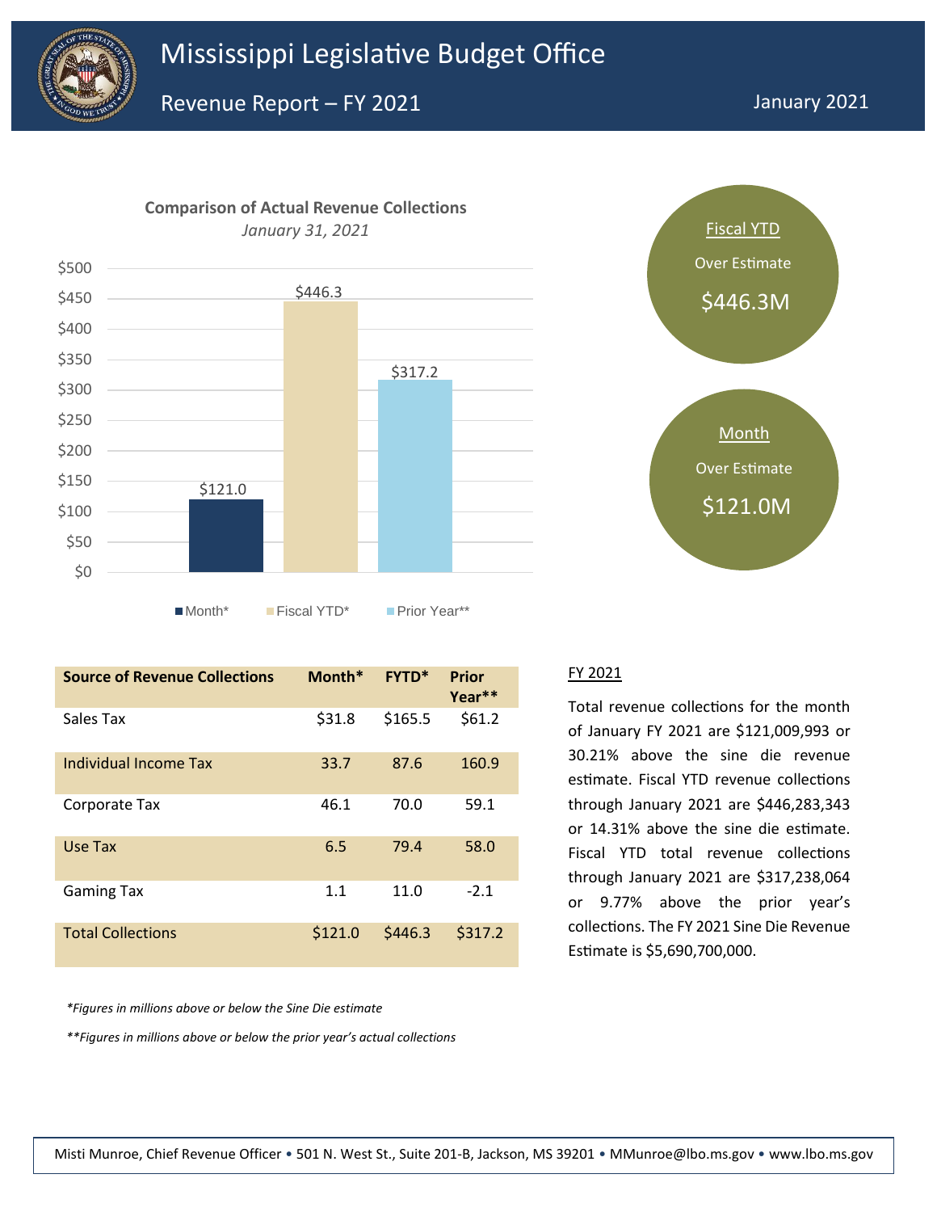# Mississippi Legislative Budget Office

## Revenue Report – FY 2021

January 2021

**Comparison of Actual Revenue Collections**

*January 31, 2021*

| | Month* | Fiscal YTD* | Prior Year** |
|---|---|---|---|
| Amount | $121.0 | $446.3 | $317.2 |

**Fiscal YTD**
Over Estimate
$446.3M

**Month**
Over Estimate
$121.0M

| Source of Revenue Collections | Month* | FYTD* | Prior Year** |
|---|---|---|---|
| Sales Tax | $31.8 | $165.5 | $61.2 |
| Individual Income Tax | 33.7 | 87.6 | 160.9 |
| Corporate Tax | 46.1 | 70.0 | 59.1 |
| Use Tax | 6.5 | 79.4 | 58.0 |
| Gaming Tax | 1.1 | 11.0 | -2.1 |
| Total Collections | $121.0 | $446.3 | $317.2 |

*\*Figures in millions above or below the Sine Die estimate*

*\*\*Figures in millions above or below the prior year's actual collections*

### FY 2021

Total revenue collections for the month of January FY 2021 are $121,009,993 or 30.21% above the sine die revenue estimate. Fiscal YTD revenue collections through January 2021 are $446,283,343 or 14.31% above the sine die estimate. Fiscal YTD total revenue collections through January 2021 are $317,238,064 or 9.77% above the prior year's collections. The FY 2021 Sine Die Revenue Estimate is $5,690,700,000.

Misti Munroe, Chief Revenue Officer • 501 N. West St., Suite 201-B, Jackson, MS 39201 • MMunroe@lbo.ms.gov • www.lbo.ms.gov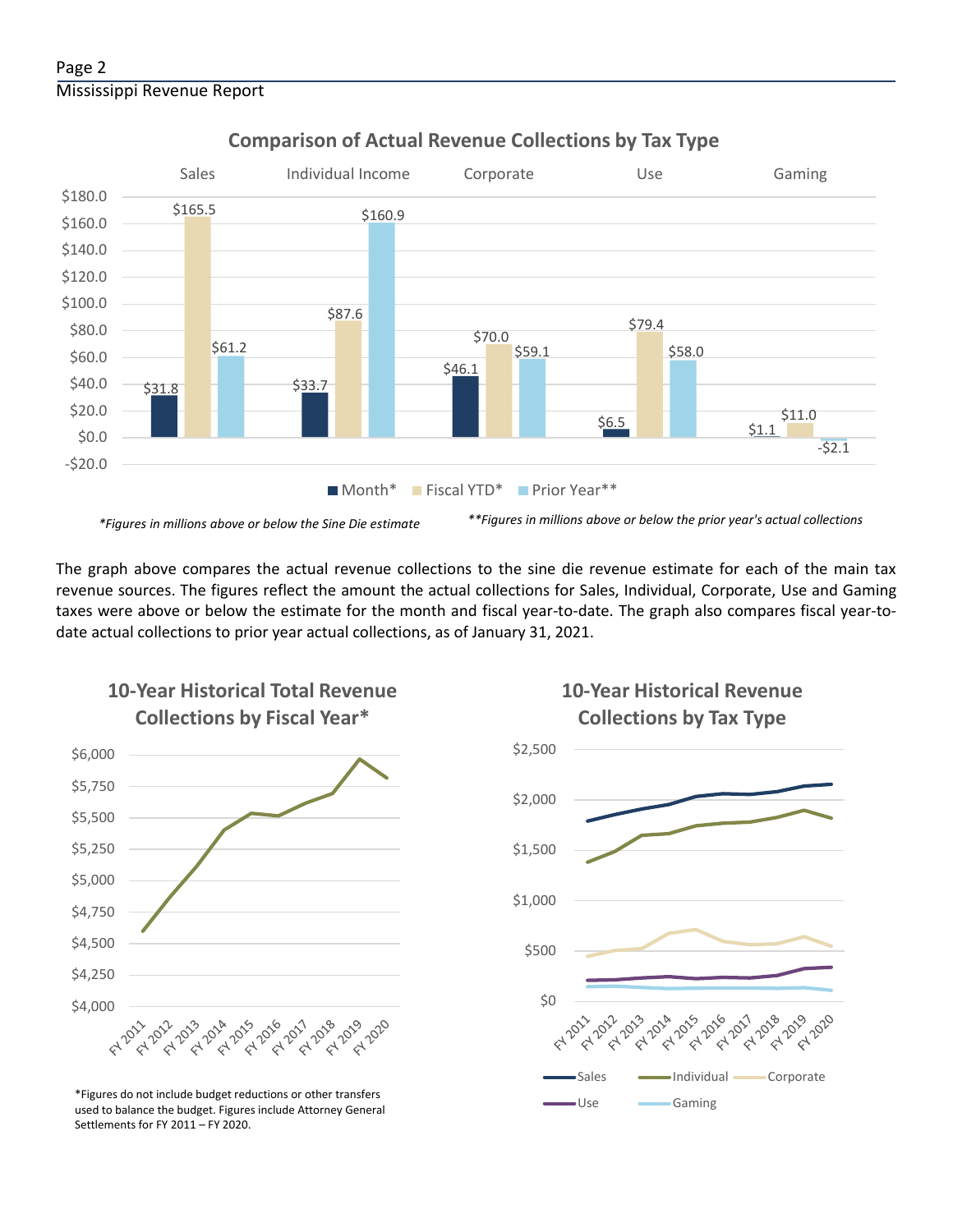## Comparison of Actual Revenue Collections by Tax Type

| | Sales | Individual Income | Corporate | Use | Gaming |
|---|---|---|---|---|---|
| Month* | $31.8 | $33.7 | $46.1 | $6.5 | $1.1 |
| Fiscal YTD* | $165.5 | $87.6 | $70.0 | $79.4 | $11.0 |
| Prior Year** | $61.2 | $160.9 | $59.1 | $58.0 | -$2.1 |

*\*Figures in millions above or below the Sine Die estimate*

*\*\*Figures in millions above or below the prior year's actual collections*

The graph above compares the actual revenue collections to the sine die revenue estimate for each of the main tax revenue sources. The figures reflect the amount the actual collections for Sales, Individual, Corporate, Use and Gaming taxes were above or below the estimate for the month and fiscal year-to-date. The graph also compares fiscal year-to-date actual collections to prior year actual collections, as of January 31, 2021.

## 10-Year Historical Total Revenue Collections by Fiscal Year*

*Figures do not include budget reductions or other transfers used to balance the budget. Figures include Attorney General Settlements for FY 2011 – FY 2020.

## 10-Year Historical Revenue Collections by Tax Type

Sales, Individual, Corporate, Use, Gaming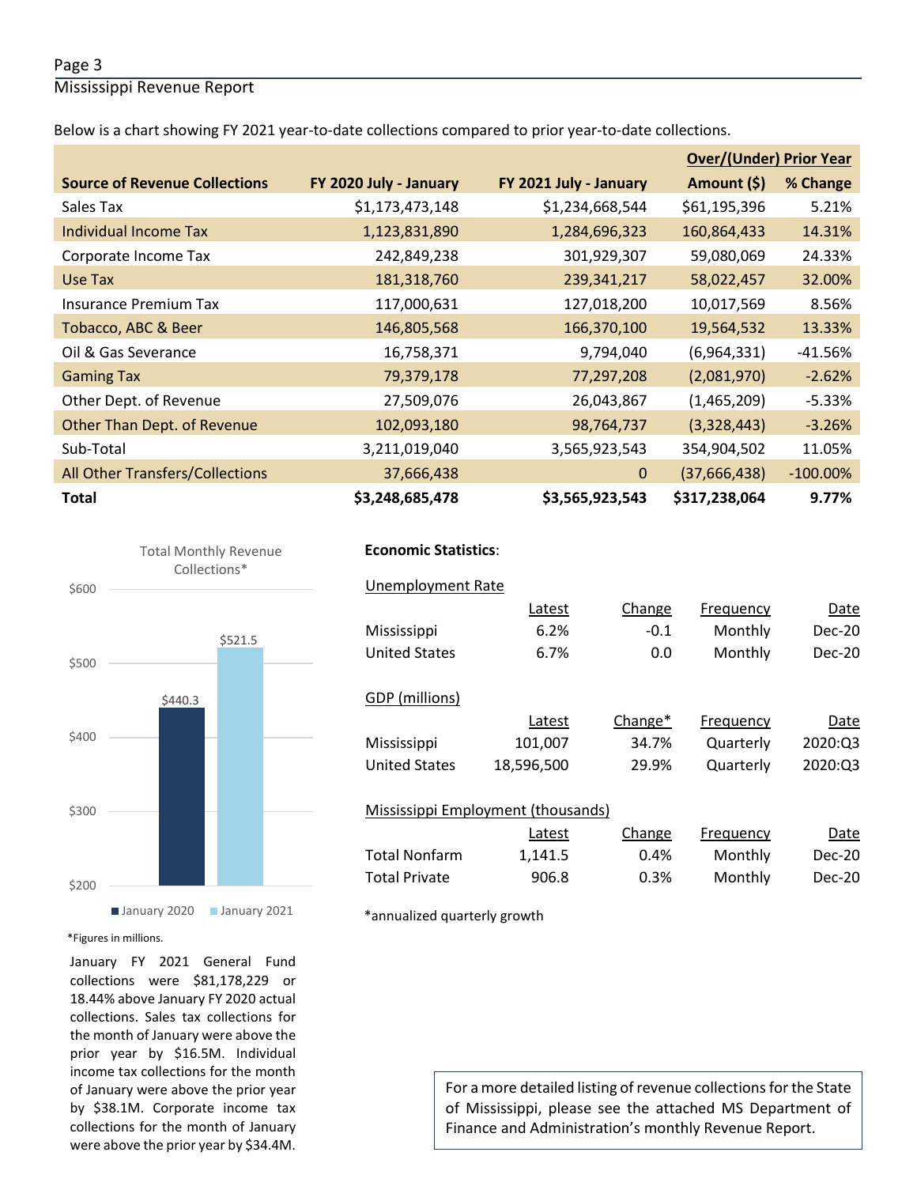Below is a chart showing FY 2021 year-to-date collections compared to prior year-to-date collections.

| Source of Revenue Collections | FY 2020 July - January | FY 2021 July - January | Over/(Under) Prior Year Amount ($) | Over/(Under) Prior Year % Change |
|---|---|---|---|---|
| Sales Tax | $1,173,473,148 | $1,234,668,544 | $61,195,396 | 5.21% |
| Individual Income Tax | 1,123,831,890 | 1,284,696,323 | 160,864,433 | 14.31% |
| Corporate Income Tax | 242,849,238 | 301,929,307 | 59,080,069 | 24.33% |
| Use Tax | 181,318,760 | 239,341,217 | 58,022,457 | 32.00% |
| Insurance Premium Tax | 117,000,631 | 127,018,200 | 10,017,569 | 8.56% |
| Tobacco, ABC & Beer | 146,805,568 | 166,370,100 | 19,564,532 | 13.33% |
| Oil & Gas Severance | 16,758,371 | 9,794,040 | (6,964,331) | -41.56% |
| Gaming Tax | 79,379,178 | 77,297,208 | (2,081,970) | -2.62% |
| Other Dept. of Revenue | 27,509,076 | 26,043,867 | (1,465,209) | -5.33% |
| Other Than Dept. of Revenue | 102,093,180 | 98,764,737 | (3,328,443) | -3.26% |
| Sub-Total | 3,211,019,040 | 3,565,923,543 | 354,904,502 | 11.05% |
| All Other Transfers/Collections | 37,666,438 | 0 | (37,666,438) | -100.00% |
| **Total** | **$3,248,685,478** | **$3,565,923,543** | **$317,238,064** | **9.77%** |

Total Monthly Revenue Collections*

| | January 2020 | January 2021 |
|---|---|---|
| Total Monthly Revenue Collections* | $440.3 | $521.5 |

*Figures in millions.

January FY 2021 General Fund collections were $81,178,229 or 18.44% above January FY 2020 actual collections. Sales tax collections for the month of January were above the prior year by $16.5M. Individual income tax collections for the month of January were above the prior year by $38.1M. Corporate income tax collections for the month of January were above the prior year by $34.4M.

**Economic Statistics**:

Unemployment Rate

| | Latest | Change | Frequency | Date |
|---|---|---|---|---|
| Mississippi | 6.2% | -0.1 | Monthly | Dec-20 |
| United States | 6.7% | 0.0 | Monthly | Dec-20 |

GDP (millions)

| | Latest | Change* | Frequency | Date |
|---|---|---|---|---|
| Mississippi | 101,007 | 34.7% | Quarterly | 2020:Q3 |
| United States | 18,596,500 | 29.9% | Quarterly | 2020:Q3 |

Mississippi Employment (thousands)

| | Latest | Change | Frequency | Date |
|---|---|---|---|---|
| Total Nonfarm | 1,141.5 | 0.4% | Monthly | Dec-20 |
| Total Private | 906.8 | 0.3% | Monthly | Dec-20 |

*annualized quarterly growth

For a more detailed listing of revenue collections for the State of Mississippi, please see the attached MS Department of Finance and Administration's monthly Revenue Report.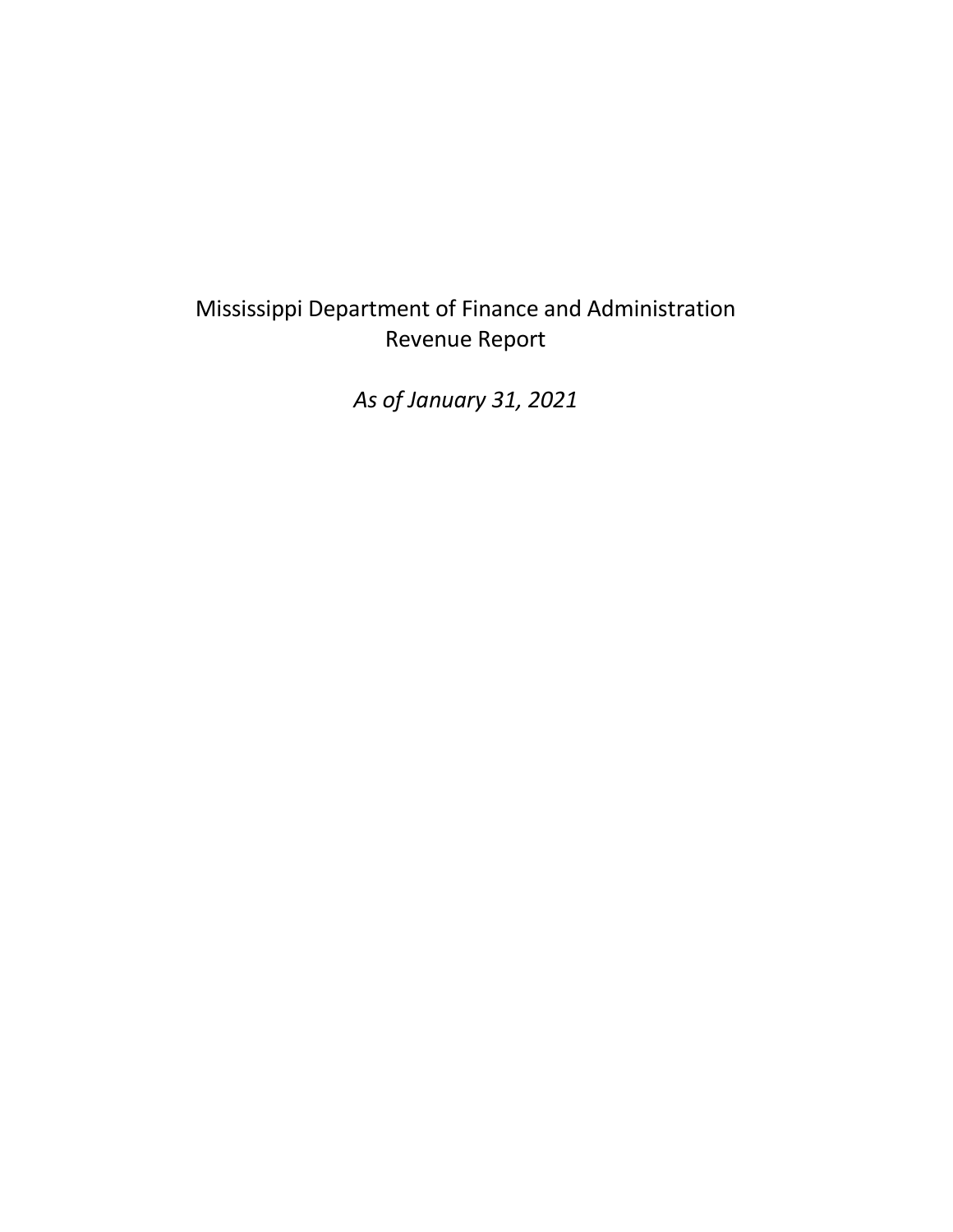# Mississippi Department of Finance and Administration
## Revenue Report

*As of January 31, 2021*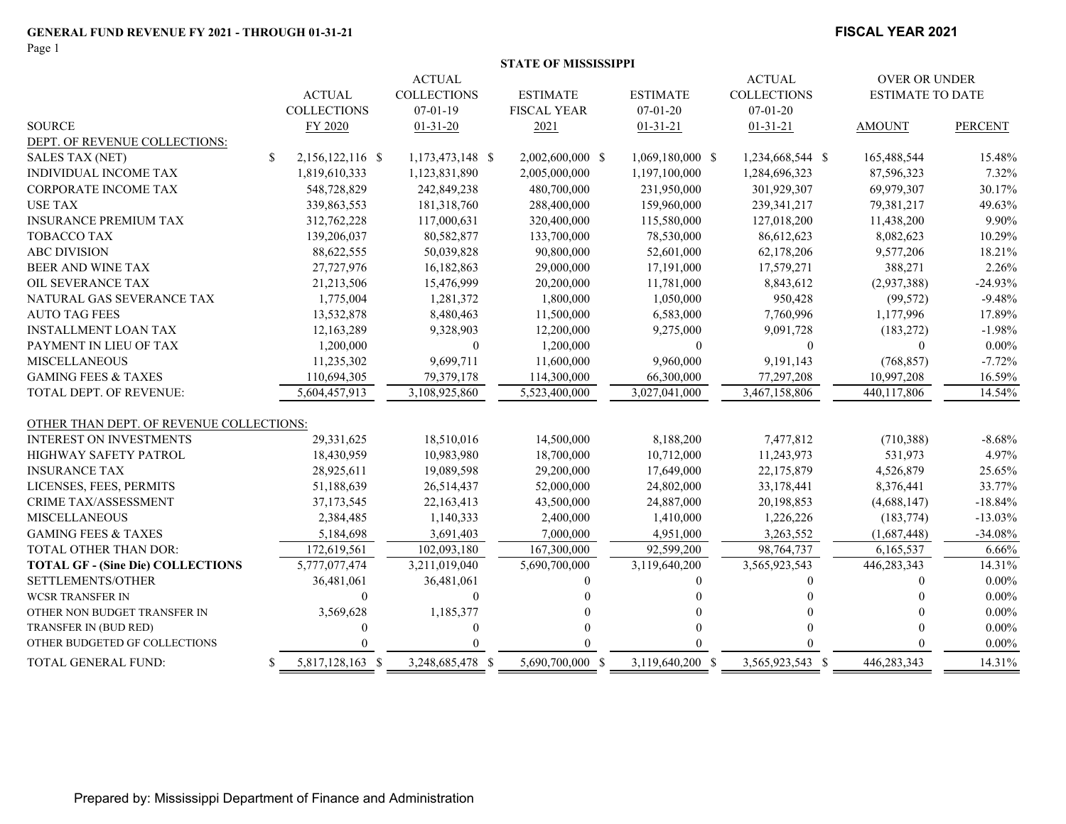**GENERAL FUND REVENUE FY 2021 - THROUGH 01-31-21**

**FISCAL YEAR 2021**

**STATE OF MISSISSIPPI**

| SOURCE | ACTUAL COLLECTIONS FY 2020 | ACTUAL COLLECTIONS 07-01-19 01-31-20 | ESTIMATE FISCAL YEAR 2021 | ESTIMATE 07-01-20 01-31-21 | ACTUAL COLLECTIONS 07-01-20 01-31-21 | OVER OR UNDER ESTIMATE TO DATE AMOUNT | PERCENT |
|---|---|---|---|---|---|---|---|
| DEPT. OF REVENUE COLLECTIONS: | | | | | | | |
| SALES TAX (NET) | $ 2,156,122,116 | $ 1,173,473,148 | $ 2,002,600,000 | $ 1,069,180,000 | $ 1,234,668,544 | $ 165,488,544 | 15.48% |
| INDIVIDUAL INCOME TAX | 1,819,610,333 | 1,123,831,890 | 2,005,000,000 | 1,197,100,000 | 1,284,696,323 | 87,596,323 | 7.32% |
| CORPORATE INCOME TAX | 548,728,829 | 242,849,238 | 480,700,000 | 231,950,000 | 301,929,307 | 69,979,307 | 30.17% |
| USE TAX | 339,863,553 | 181,318,760 | 288,400,000 | 159,960,000 | 239,341,217 | 79,381,217 | 49.63% |
| INSURANCE PREMIUM TAX | 312,762,228 | 117,000,631 | 320,400,000 | 115,580,000 | 127,018,200 | 11,438,200 | 9.90% |
| TOBACCO TAX | 139,206,037 | 80,582,877 | 133,700,000 | 78,530,000 | 86,612,623 | 8,082,623 | 10.29% |
| ABC DIVISION | 88,622,555 | 50,039,828 | 90,800,000 | 52,601,000 | 62,178,206 | 9,577,206 | 18.21% |
| BEER AND WINE TAX | 27,727,976 | 16,182,863 | 29,000,000 | 17,191,000 | 17,579,271 | 388,271 | 2.26% |
| OIL SEVERANCE TAX | 21,213,506 | 15,476,999 | 20,200,000 | 11,781,000 | 8,843,612 | (2,937,388) | -24.93% |
| NATURAL GAS SEVERANCE TAX | 1,775,004 | 1,281,372 | 1,800,000 | 1,050,000 | 950,428 | (99,572) | -9.48% |
| AUTO TAG FEES | 13,532,878 | 8,480,463 | 11,500,000 | 6,583,000 | 7,760,996 | 1,177,996 | 17.89% |
| INSTALLMENT LOAN TAX | 12,163,289 | 9,328,903 | 12,200,000 | 9,275,000 | 9,091,728 | (183,272) | -1.98% |
| PAYMENT IN LIEU OF TAX | 1,200,000 | 0 | 1,200,000 | 0 | 0 | 0 | 0.00% |
| MISCELLANEOUS | 11,235,302 | 9,699,711 | 11,600,000 | 9,960,000 | 9,191,143 | (768,857) | -7.72% |
| GAMING FEES & TAXES | 110,694,305 | 79,379,178 | 114,300,000 | 66,300,000 | 77,297,208 | 10,997,208 | 16.59% |
| TOTAL DEPT. OF REVENUE: | 5,604,457,913 | 3,108,925,860 | 5,523,400,000 | 3,027,041,000 | 3,467,158,806 | 440,117,806 | 14.54% |
| OTHER THAN DEPT. OF REVENUE COLLECTIONS: | | | | | | | |
| INTEREST ON INVESTMENTS | 29,331,625 | 18,510,016 | 14,500,000 | 8,188,200 | 7,477,812 | (710,388) | -8.68% |
| HIGHWAY SAFETY PATROL | 18,430,959 | 10,983,980 | 18,700,000 | 10,712,000 | 11,243,973 | 531,973 | 4.97% |
| INSURANCE TAX | 28,925,611 | 19,089,598 | 29,200,000 | 17,649,000 | 22,175,879 | 4,526,879 | 25.65% |
| LICENSES, FEES, PERMITS | 51,188,639 | 26,514,437 | 52,000,000 | 24,802,000 | 33,178,441 | 8,376,441 | 33.77% |
| CRIME TAX/ASSESSMENT | 37,173,545 | 22,163,413 | 43,500,000 | 24,887,000 | 20,198,853 | (4,688,147) | -18.84% |
| MISCELLANEOUS | 2,384,485 | 1,140,333 | 2,400,000 | 1,410,000 | 1,226,226 | (183,774) | -13.03% |
| GAMING FEES & TAXES | 5,184,698 | 3,691,403 | 7,000,000 | 4,951,000 | 3,263,552 | (1,687,448) | -34.08% |
| TOTAL OTHER THAN DOR: | 172,619,561 | 102,093,180 | 167,300,000 | 92,599,200 | 98,764,737 | 6,165,537 | 6.66% |
| **TOTAL GF - (Sine Die) COLLECTIONS** | 5,777,077,474 | 3,211,019,040 | 5,690,700,000 | 3,119,640,200 | 3,565,923,543 | 446,283,343 | 14.31% |
| SETTLEMENTS/OTHER | 36,481,061 | 36,481,061 | 0 | 0 | 0 | 0 | 0.00% |
| WCSR TRANSFER IN | 0 | 0 | 0 | 0 | 0 | 0 | 0.00% |
| OTHER NON BUDGET TRANSFER IN | 3,569,628 | 1,185,377 | 0 | 0 | 0 | 0 | 0.00% |
| TRANSFER IN (BUD RED) | 0 | 0 | 0 | 0 | 0 | 0 | 0.00% |
| OTHER BUDGETED GF COLLECTIONS | 0 | 0 | 0 | 0 | 0 | 0 | 0.00% |
| TOTAL GENERAL FUND: | $ 5,817,128,163 | $ 3,248,685,478 | $ 5,690,700,000 | $ 3,119,640,200 | $ 3,565,923,543 | $ 446,283,343 | 14.31% |

Prepared by: Mississippi Department of Finance and Administration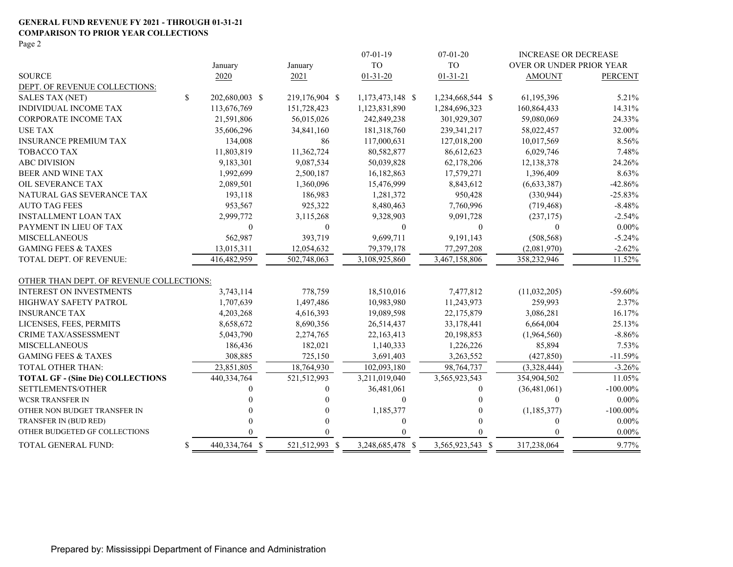**GENERAL FUND REVENUE FY 2021 - THROUGH 01-31-21**
**COMPARISON TO PRIOR YEAR COLLECTIONS**
Page 2

| SOURCE | January 2020 | January 2021 | 07-01-19 TO 01-31-20 | 07-01-20 TO 01-31-21 | INCREASE OR DECREASE OVER OR UNDER PRIOR YEAR AMOUNT | PERCENT |
|---|---|---|---|---|---|---|
| DEPT. OF REVENUE COLLECTIONS: | | | | | | |
| SALES TAX (NET) | $ 202,680,003 | $ 219,176,904 | $ 1,173,473,148 | $ 1,234,668,544 | $ 61,195,396 | 5.21% |
| INDIVIDUAL INCOME TAX | 113,676,769 | 151,728,423 | 1,123,831,890 | 1,284,696,323 | 160,864,433 | 14.31% |
| CORPORATE INCOME TAX | 21,591,806 | 56,015,026 | 242,849,238 | 301,929,307 | 59,080,069 | 24.33% |
| USE TAX | 35,606,296 | 34,841,160 | 181,318,760 | 239,341,217 | 58,022,457 | 32.00% |
| INSURANCE PREMIUM TAX | 134,008 | 86 | 117,000,631 | 127,018,200 | 10,017,569 | 8.56% |
| TOBACCO TAX | 11,803,819 | 11,362,724 | 80,582,877 | 86,612,623 | 6,029,746 | 7.48% |
| ABC DIVISION | 9,183,301 | 9,087,534 | 50,039,828 | 62,178,206 | 12,138,378 | 24.26% |
| BEER AND WINE TAX | 1,992,699 | 2,500,187 | 16,182,863 | 17,579,271 | 1,396,409 | 8.63% |
| OIL SEVERANCE TAX | 2,089,501 | 1,360,096 | 15,476,999 | 8,843,612 | (6,633,387) | -42.86% |
| NATURAL GAS SEVERANCE TAX | 193,118 | 186,983 | 1,281,372 | 950,428 | (330,944) | -25.83% |
| AUTO TAG FEES | 953,567 | 925,322 | 8,480,463 | 7,760,996 | (719,468) | -8.48% |
| INSTALLMENT LOAN TAX | 2,999,772 | 3,115,268 | 9,328,903 | 9,091,728 | (237,175) | -2.54% |
| PAYMENT IN LIEU OF TAX | 0 | 0 | 0 | 0 | 0 | 0.00% |
| MISCELLANEOUS | 562,987 | 393,719 | 9,699,711 | 9,191,143 | (508,568) | -5.24% |
| GAMING FEES & TAXES | 13,015,311 | 12,054,632 | 79,379,178 | 77,297,208 | (2,081,970) | -2.62% |
| TOTAL DEPT. OF REVENUE: | 416,482,959 | 502,748,063 | 3,108,925,860 | 3,467,158,806 | 358,232,946 | 11.52% |
| OTHER THAN DEPT. OF REVENUE COLLECTIONS: | | | | | | |
| INTEREST ON INVESTMENTS | 3,743,114 | 778,759 | 18,510,016 | 7,477,812 | (11,032,205) | -59.60% |
| HIGHWAY SAFETY PATROL | 1,707,639 | 1,497,486 | 10,983,980 | 11,243,973 | 259,993 | 2.37% |
| INSURANCE TAX | 4,203,268 | 4,616,393 | 19,089,598 | 22,175,879 | 3,086,281 | 16.17% |
| LICENSES, FEES, PERMITS | 8,658,672 | 8,690,356 | 26,514,437 | 33,178,441 | 6,664,004 | 25.13% |
| CRIME TAX/ASSESSMENT | 5,043,790 | 2,274,765 | 22,163,413 | 20,198,853 | (1,964,560) | -8.86% |
| MISCELLANEOUS | 186,436 | 182,021 | 1,140,333 | 1,226,226 | 85,894 | 7.53% |
| GAMING FEES & TAXES | 308,885 | 725,150 | 3,691,403 | 3,263,552 | (427,850) | -11.59% |
| TOTAL OTHER THAN: | 23,851,805 | 18,764,930 | 102,093,180 | 98,764,737 | (3,328,444) | -3.26% |
| **TOTAL GF - (Sine Die) COLLECTIONS** | 440,334,764 | 521,512,993 | 3,211,019,040 | 3,565,923,543 | 354,904,502 | 11.05% |
| SETTLEMENTS/OTHER | 0 | 0 | 36,481,061 | 0 | (36,481,061) | -100.00% |
| WCSR TRANSFER IN | 0 | 0 | 0 | 0 | 0 | 0.00% |
| OTHER NON BUDGET TRANSFER IN | 0 | 0 | 1,185,377 | 0 | (1,185,377) | -100.00% |
| TRANSFER IN (BUD RED) | 0 | 0 | 0 | 0 | 0 | 0.00% |
| OTHER BUDGETED GF COLLECTIONS | 0 | 0 | 0 | 0 | 0 | 0.00% |
| TOTAL GENERAL FUND: | $ 440,334,764 | $ 521,512,993 | $ 3,248,685,478 | $ 3,565,923,543 | $ 317,238,064 | 9.77% |

Prepared by: Mississippi Department of Finance and Administration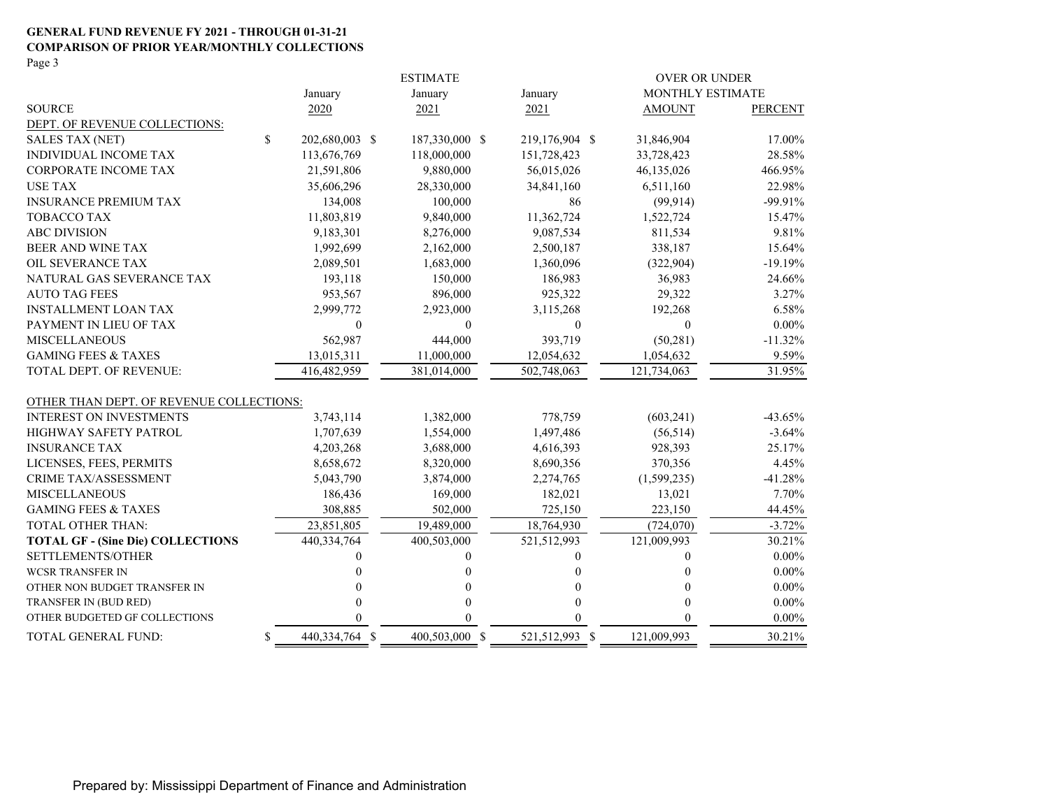**GENERAL FUND REVENUE FY 2021 - THROUGH 01-31-21**
**COMPARISON OF PRIOR YEAR/MONTHLY COLLECTIONS**
Page 3

| SOURCE | January 2020 | ESTIMATE January 2021 | January 2021 | OVER OR UNDER MONTHLY ESTIMATE AMOUNT | PERCENT |
|---|---|---|---|---|---|
| DEPT. OF REVENUE COLLECTIONS: | | | | | |
| SALES TAX (NET) | $ 202,680,003 | $ 187,330,000 | $ 219,176,904 | $ 31,846,904 | 17.00% |
| INDIVIDUAL INCOME TAX | 113,676,769 | 118,000,000 | 151,728,423 | 33,728,423 | 28.58% |
| CORPORATE INCOME TAX | 21,591,806 | 9,880,000 | 56,015,026 | 46,135,026 | 466.95% |
| USE TAX | 35,606,296 | 28,330,000 | 34,841,160 | 6,511,160 | 22.98% |
| INSURANCE PREMIUM TAX | 134,008 | 100,000 | 86 | (99,914) | -99.91% |
| TOBACCO TAX | 11,803,819 | 9,840,000 | 11,362,724 | 1,522,724 | 15.47% |
| ABC DIVISION | 9,183,301 | 8,276,000 | 9,087,534 | 811,534 | 9.81% |
| BEER AND WINE TAX | 1,992,699 | 2,162,000 | 2,500,187 | 338,187 | 15.64% |
| OIL SEVERANCE TAX | 2,089,501 | 1,683,000 | 1,360,096 | (322,904) | -19.19% |
| NATURAL GAS SEVERANCE TAX | 193,118 | 150,000 | 186,983 | 36,983 | 24.66% |
| AUTO TAG FEES | 953,567 | 896,000 | 925,322 | 29,322 | 3.27% |
| INSTALLMENT LOAN TAX | 2,999,772 | 2,923,000 | 3,115,268 | 192,268 | 6.58% |
| PAYMENT IN LIEU OF TAX | 0 | 0 | 0 | 0 | 0.00% |
| MISCELLANEOUS | 562,987 | 444,000 | 393,719 | (50,281) | -11.32% |
| GAMING FEES & TAXES | 13,015,311 | 11,000,000 | 12,054,632 | 1,054,632 | 9.59% |
| TOTAL DEPT. OF REVENUE: | 416,482,959 | 381,014,000 | 502,748,063 | 121,734,063 | 31.95% |
| OTHER THAN DEPT. OF REVENUE COLLECTIONS: | | | | | |
| INTEREST ON INVESTMENTS | 3,743,114 | 1,382,000 | 778,759 | (603,241) | -43.65% |
| HIGHWAY SAFETY PATROL | 1,707,639 | 1,554,000 | 1,497,486 | (56,514) | -3.64% |
| INSURANCE TAX | 4,203,268 | 3,688,000 | 4,616,393 | 928,393 | 25.17% |
| LICENSES, FEES, PERMITS | 8,658,672 | 8,320,000 | 8,690,356 | 370,356 | 4.45% |
| CRIME TAX/ASSESSMENT | 5,043,790 | 3,874,000 | 2,274,765 | (1,599,235) | -41.28% |
| MISCELLANEOUS | 186,436 | 169,000 | 182,021 | 13,021 | 7.70% |
| GAMING FEES & TAXES | 308,885 | 502,000 | 725,150 | 223,150 | 44.45% |
| TOTAL OTHER THAN: | 23,851,805 | 19,489,000 | 18,764,930 | (724,070) | -3.72% |
| **TOTAL GF - (Sine Die) COLLECTIONS** | 440,334,764 | 400,503,000 | 521,512,993 | 121,009,993 | 30.21% |
| SETTLEMENTS/OTHER | 0 | 0 | 0 | 0 | 0.00% |
| WCSR TRANSFER IN | 0 | 0 | 0 | 0 | 0.00% |
| OTHER NON BUDGET TRANSFER IN | 0 | 0 | 0 | 0 | 0.00% |
| TRANSFER IN (BUD RED) | 0 | 0 | 0 | 0 | 0.00% |
| OTHER BUDGETED GF COLLECTIONS | 0 | 0 | 0 | 0 | 0.00% |
| TOTAL GENERAL FUND: | $ 440,334,764 | $ 400,503,000 | $ 521,512,993 | $ 121,009,993 | 30.21% |

Prepared by: Mississippi Department of Finance and Administration